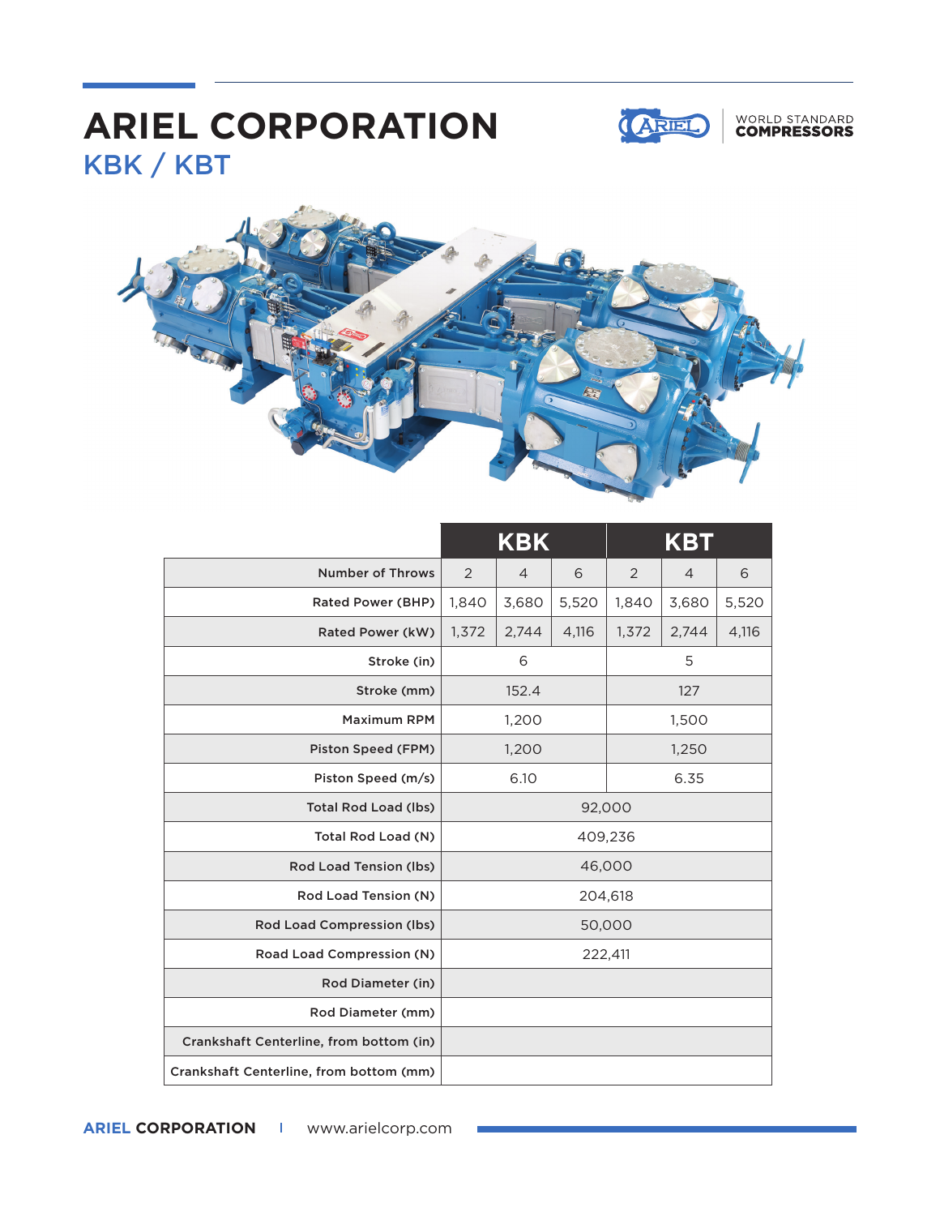# ARIEL CORPORATION

## KBK / KBT

WORLD STANDARD **COMPRESSORS**

| | KBK | | | KBT | | |
|---|---|---|---|---|---|---|
| Number of Throws | 2 | 4 | 6 | 2 | 4 | 6 |
| Rated Power (BHP) | 1,840 | 3,680 | 5,520 | 1,840 | 3,680 | 5,520 |
| Rated Power (kW) | 1,372 | 2,744 | 4,116 | 1,372 | 2,744 | 4,116 |
| Stroke (in) | 6 | | | 5 | | |
| Stroke (mm) | 152.4 | | | 127 | | |
| Maximum RPM | 1,200 | | | 1,500 | | |
| Piston Speed (FPM) | 1,200 | | | 1,250 | | |
| Piston Speed (m/s) | 6.10 | | | 6.35 | | |
| Total Rod Load (lbs) | 92,000 | | | | | |
| Total Rod Load (N) | 409,236 | | | | | |
| Rod Load Tension (lbs) | 46,000 | | | | | |
| Rod Load Tension (N) | 204,618 | | | | | |
| Rod Load Compression (lbs) | 50,000 | | | | | |
| Road Load Compression (N) | 222,411 | | | | | |
| Rod Diameter (in) | | | | | | |
| Rod Diameter (mm) | | | | | | |
| Crankshaft Centerline, from bottom (in) | | | | | | |
| Crankshaft Centerline, from bottom (mm) | | | | | | |

**ARIEL CORPORATION** | www.arielcorp.com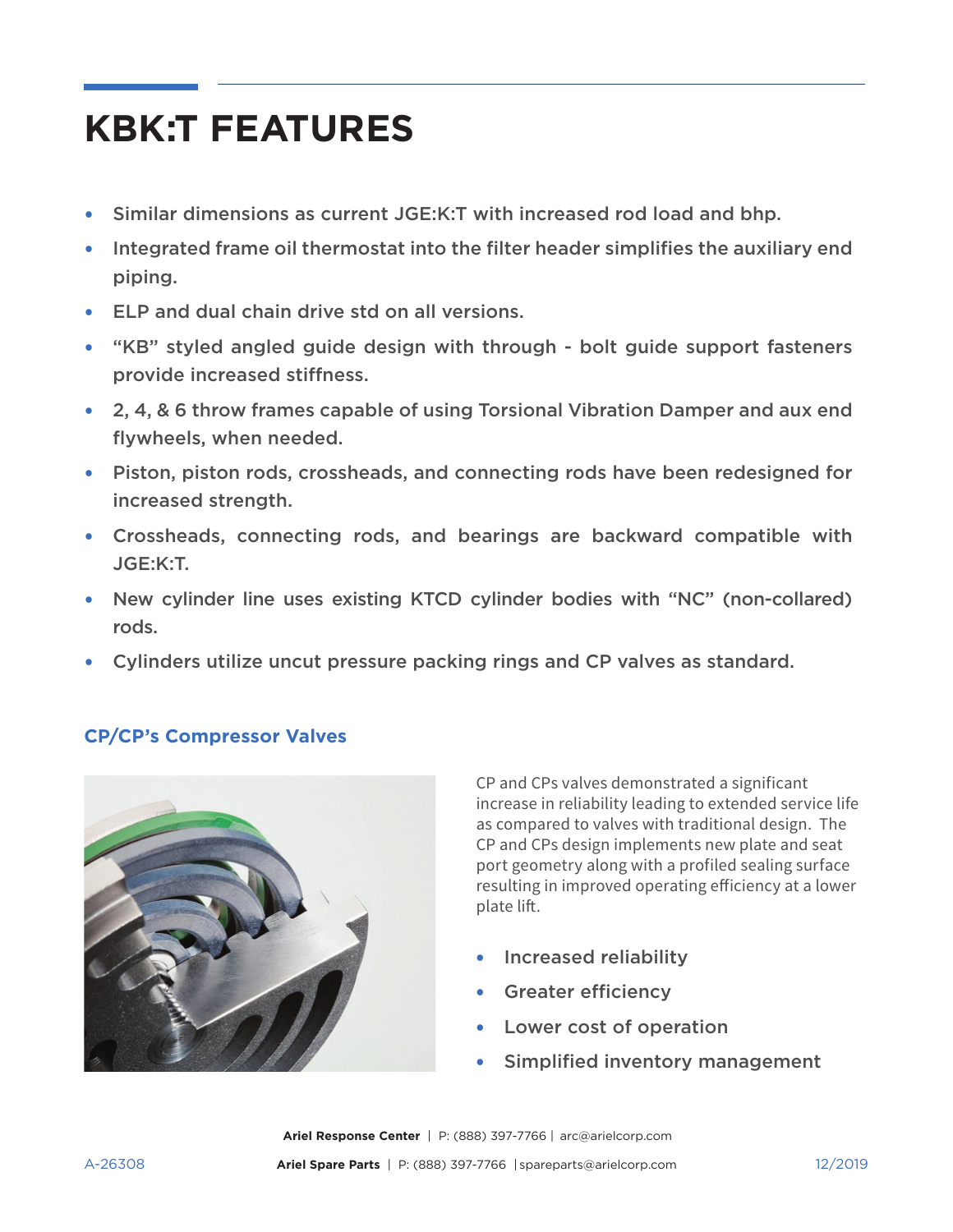# KBK:T FEATURES

- Similar dimensions as current JGE:K:T with increased rod load and bhp.
- Integrated frame oil thermostat into the filter header simplifies the auxiliary end piping.
- ELP and dual chain drive std on all versions.
- "KB" styled angled guide design with through - bolt guide support fasteners provide increased stiffness.
- 2, 4, & 6 throw frames capable of using Torsional Vibration Damper and aux end flywheels, when needed.
- Piston, piston rods, crossheads, and connecting rods have been redesigned for increased strength.
- Crossheads, connecting rods, and bearings are backward compatible with JGE:K:T.
- New cylinder line uses existing KTCD cylinder bodies with "NC" (non-collared) rods.
- Cylinders utilize uncut pressure packing rings and CP valves as standard.

### CP/CP's Compressor Valves

CP and CPs valves demonstrated a significant increase in reliability leading to extended service life as compared to valves with traditional design. The CP and CPs design implements new plate and seat port geometry along with a profiled sealing surface resulting in improved operating efficiency at a lower plate lift.

- Increased reliability
- Greater efficiency
- Lower cost of operation
- Simplified inventory management

**Ariel Response Center** | P: (888) 397-7766 | arc@arielcorp.com

A-26308 **Ariel Spare Parts** | P: (888) 397-7766 | spareparts@arielcorp.com 12/2019